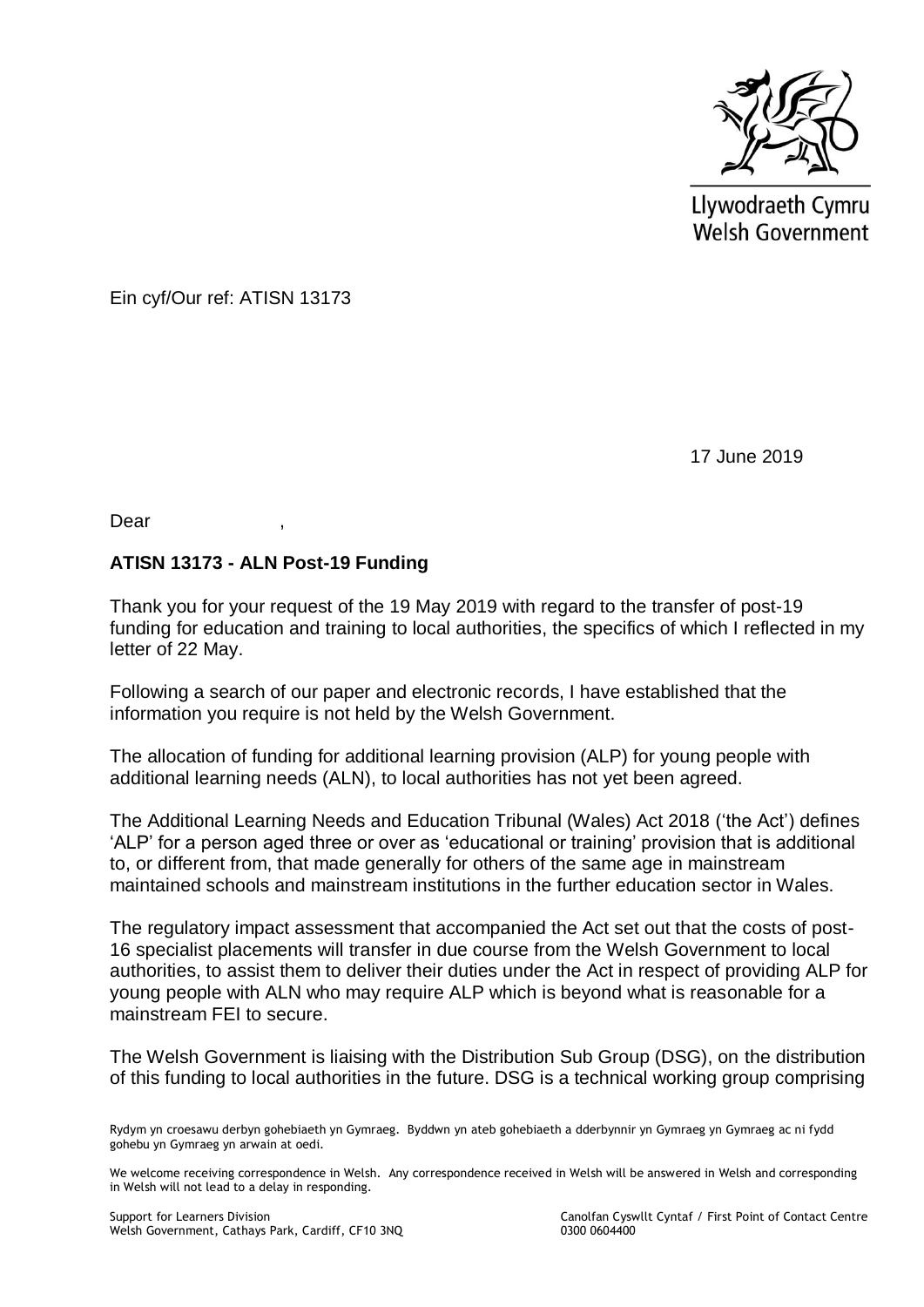Llywodraeth Cymru
Welsh Government

Ein cyf/Our ref: ATISN 13173

17 June 2019

Dear ,

**ATISN 13173 - ALN Post-19 Funding**

Thank you for your request of the 19 May 2019 with regard to the transfer of post-19 funding for education and training to local authorities, the specifics of which I reflected in my letter of 22 May.

Following a search of our paper and electronic records, I have established that the information you require is not held by the Welsh Government.

The allocation of funding for additional learning provision (ALP) for young people with additional learning needs (ALN), to local authorities has not yet been agreed.

The Additional Learning Needs and Education Tribunal (Wales) Act 2018 ('the Act') defines 'ALP' for a person aged three or over as 'educational or training' provision that is additional to, or different from, that made generally for others of the same age in mainstream maintained schools and mainstream institutions in the further education sector in Wales.

The regulatory impact assessment that accompanied the Act set out that the costs of post-16 specialist placements will transfer in due course from the Welsh Government to local authorities, to assist them to deliver their duties under the Act in respect of providing ALP for young people with ALN who may require ALP which is beyond what is reasonable for a mainstream FEI to secure.

The Welsh Government is liaising with the Distribution Sub Group (DSG), on the distribution of this funding to local authorities in the future. DSG is a technical working group comprising

Rydym yn croesawu derbyn gohebiaeth yn Gymraeg. Byddwn yn ateb gohebiaeth a dderbynnir yn Gymraeg yn Gymraeg ac ni fydd gohebu yn Gymraeg yn arwain at oedi.

We welcome receiving correspondence in Welsh. Any correspondence received in Welsh will be answered in Welsh and corresponding in Welsh will not lead to a delay in responding.

Support for Learners Division
Welsh Government, Cathays Park, Cardiff, CF10 3NQ

Canolfan Cyswllt Cyntaf / First Point of Contact Centre
0300 0604400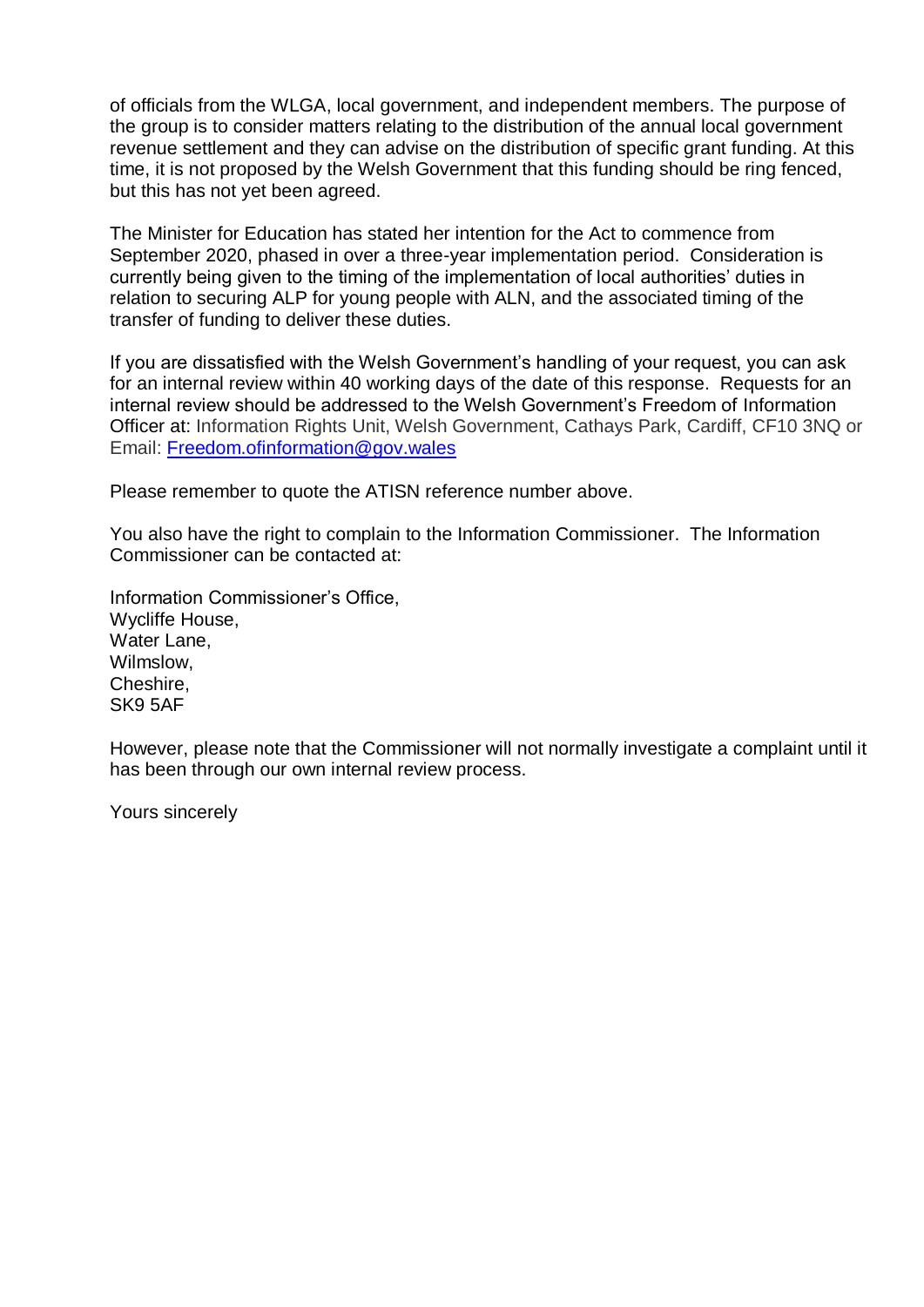of officials from the WLGA, local government, and independent members. The purpose of the group is to consider matters relating to the distribution of the annual local government revenue settlement and they can advise on the distribution of specific grant funding. At this time, it is not proposed by the Welsh Government that this funding should be ring fenced, but this has not yet been agreed.

The Minister for Education has stated her intention for the Act to commence from September 2020, phased in over a three-year implementation period. Consideration is currently being given to the timing of the implementation of local authorities' duties in relation to securing ALP for young people with ALN, and the associated timing of the transfer of funding to deliver these duties.

If you are dissatisfied with the Welsh Government's handling of your request, you can ask for an internal review within 40 working days of the date of this response. Requests for an internal review should be addressed to the Welsh Government's Freedom of Information Officer at: Information Rights Unit, Welsh Government, Cathays Park, Cardiff, CF10 3NQ or Email: Freedom.ofinformation@gov.wales

Please remember to quote the ATISN reference number above.

You also have the right to complain to the Information Commissioner. The Information Commissioner can be contacted at:

Information Commissioner's Office,
Wycliffe House,
Water Lane,
Wilmslow,
Cheshire,
SK9 5AF

However, please note that the Commissioner will not normally investigate a complaint until it has been through our own internal review process.

Yours sincerely